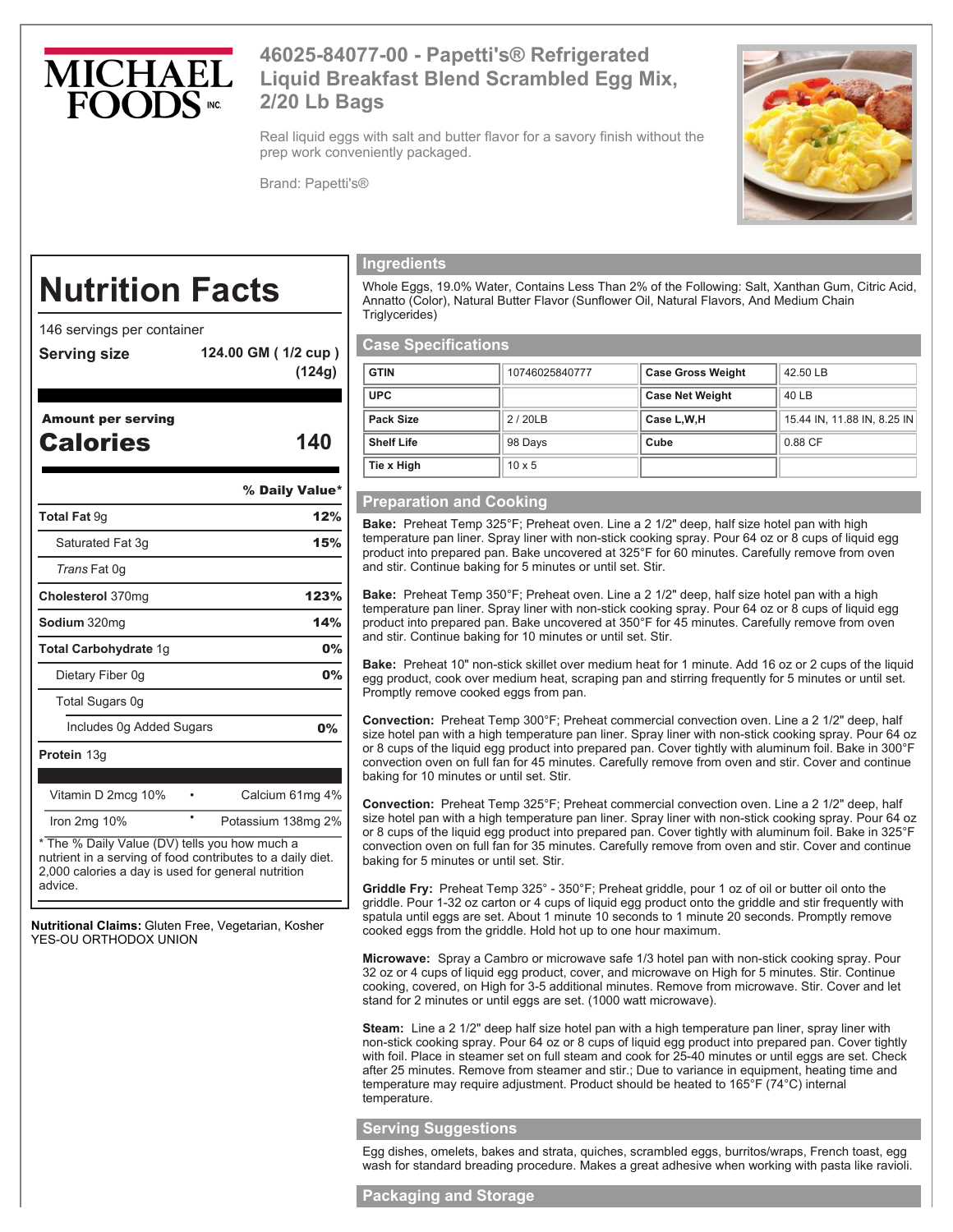MICHAEL FOODS INC.

# 46025-84077-00 - Papetti's® Refrigerated Liquid Breakfast Blend Scrambled Egg Mix, 2/20 Lb Bags

Real liquid eggs with salt and butter flavor for a savory finish without the prep work conveniently packaged.

Brand: Papetti's®

## Nutrition Facts

146 servings per container

**Serving size** 124.00 GM ( 1/2 cup ) (124g)

**Amount per serving**

**Calories** 140

| | % Daily Value* |
|---|---|
| **Total Fat** 9g | **12%** |
| Saturated Fat 3g | **15%** |
| *Trans* Fat 0g | |
| **Cholesterol** 370mg | **123%** |
| **Sodium** 320mg | **14%** |
| **Total Carbohydrate** 1g | **0%** |
| Dietary Fiber 0g | **0%** |
| Total Sugars 0g | |
| Includes 0g Added Sugars | **0%** |
| **Protein** 13g | |

| | |
|---|---|
| Vitamin D 2mcg 10% | Calcium 61mg 4% |
| Iron 2mg 10% | Potassium 138mg 2% |

* The % Daily Value (DV) tells you how much a nutrient in a serving of food contributes to a daily diet. 2,000 calories a day is used for general nutrition advice.

**Nutritional Claims:** Gluten Free, Vegetarian, Kosher YES-OU ORTHODOX UNION

## Ingredients

Whole Eggs, 19.0% Water, Contains Less Than 2% of the Following: Salt, Xanthan Gum, Citric Acid, Annatto (Color), Natural Butter Flavor (Sunflower Oil, Natural Flavors, And Medium Chain Triglycerides)

## Case Specifications

| | | | |
|---|---|---|---|
| **GTIN** | 10746025840777 | **Case Gross Weight** | 42.50 LB |
| **UPC** | | **Case Net Weight** | 40 LB |
| **Pack Size** | 2 / 20LB | **Case L,W,H** | 15.44 IN, 11.88 IN, 8.25 IN |
| **Shelf Life** | 98 Days | **Cube** | 0.88 CF |
| **Tie x High** | 10 x 5 | | |

## Preparation and Cooking

**Bake:** Preheat Temp 325°F; Preheat oven. Line a 2 1/2" deep, half size hotel pan with high temperature pan liner. Spray liner with non-stick cooking spray. Pour 64 oz or 8 cups of liquid egg product into prepared pan. Bake uncovered at 325°F for 60 minutes. Carefully remove from oven and stir. Continue baking for 5 minutes or until set. Stir.

**Bake:** Preheat Temp 350°F; Preheat oven. Line a 2 1/2" deep, half size hotel pan with a high temperature pan liner. Spray liner with non-stick cooking spray. Pour 64 oz or 8 cups of liquid egg product into prepared pan. Bake uncovered at 350°F for 45 minutes. Carefully remove from oven and stir. Continue baking for 10 minutes or until set. Stir.

**Bake:** Preheat 10" non-stick skillet over medium heat for 1 minute. Add 16 oz or 2 cups of the liquid egg product, cook over medium heat, scraping pan and stirring frequently for 5 minutes or until set. Promptly remove cooked eggs from pan.

**Convection:** Preheat Temp 300°F; Preheat commercial convection oven. Line a 2 1/2" deep, half size hotel pan with a high temperature pan liner. Spray liner with non-stick cooking spray. Pour 64 oz or 8 cups of the liquid egg product into prepared pan. Cover tightly with aluminum foil. Bake in 300°F convection oven on full fan for 45 minutes. Carefully remove from oven and stir. Cover and continue baking for 10 minutes or until set. Stir.

**Convection:** Preheat Temp 325°F; Preheat commercial convection oven. Line a 2 1/2" deep, half size hotel pan with a high temperature pan liner. Spray liner with non-stick cooking spray. Pour 64 oz or 8 cups of the liquid egg product into prepared pan. Cover tightly with aluminum foil. Bake in 325°F convection oven on full fan for 35 minutes. Carefully remove from oven and stir. Cover and continue baking for 5 minutes or until set. Stir.

**Griddle Fry:** Preheat Temp 325° - 350°F; Preheat griddle, pour 1 oz of oil or butter oil onto the griddle. Pour 1-32 oz carton or 4 cups of liquid egg product onto the griddle and stir frequently with spatula until eggs are set. About 1 minute 10 seconds to 1 minute 20 seconds. Promptly remove cooked eggs from the griddle. Hold hot up to one hour maximum.

**Microwave:** Spray a Cambro or microwave safe 1/3 hotel pan with non-stick cooking spray. Pour 32 oz or 4 cups of liquid egg product, cover, and microwave on High for 5 minutes. Stir. Continue cooking, covered, on High for 3-5 additional minutes. Remove from microwave. Stir. Cover and let stand for 2 minutes or until eggs are set. (1000 watt microwave).

**Steam:** Line a 2 1/2" deep half size hotel pan with a high temperature pan liner, spray liner with non-stick cooking spray. Pour 64 oz or 8 cups of liquid egg product into prepared pan. Cover tightly with foil. Place in steamer set on full steam and cook for 25-40 minutes or until eggs are set. Check after 25 minutes. Remove from steamer and stir.; Due to variance in equipment, heating time and temperature may require adjustment. Product should be heated to 165°F (74°C) internal temperature.

## Serving Suggestions

Egg dishes, omelets, bakes and strata, quiches, scrambled eggs, burritos/wraps, French toast, egg wash for standard breading procedure. Makes a great adhesive when working with pasta like ravioli.

## Packaging and Storage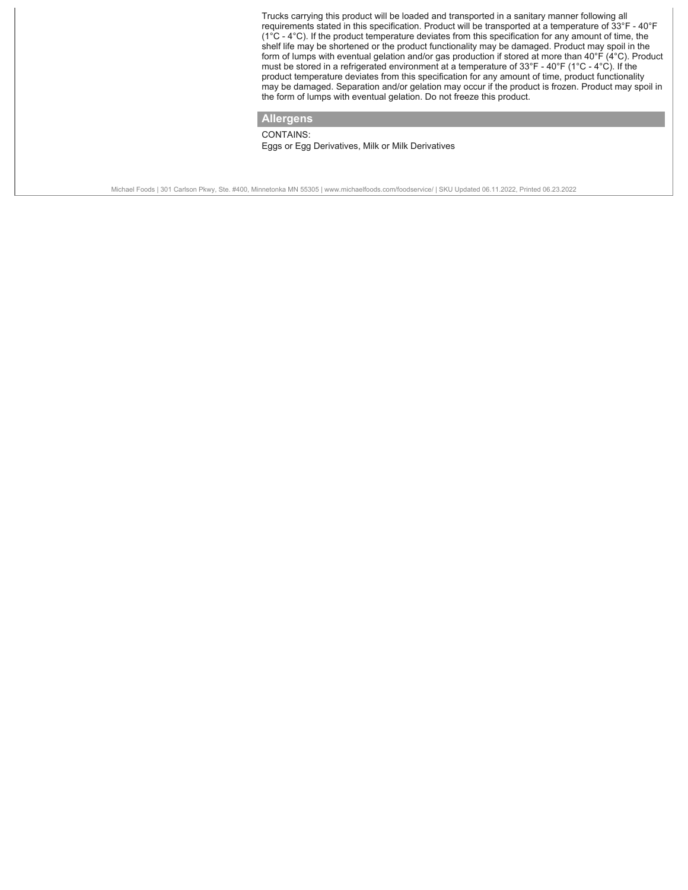Trucks carrying this product will be loaded and transported in a sanitary manner following all requirements stated in this specification. Product will be transported at a temperature of 33°F - 40°F (1°C - 4°C). If the product temperature deviates from this specification for any amount of time, the shelf life may be shortened or the product functionality may be damaged. Product may spoil in the form of lumps with eventual gelation and/or gas production if stored at more than 40°F (4°C). Product must be stored in a refrigerated environment at a temperature of 33°F - 40°F (1°C - 4°C). If the product temperature deviates from this specification for any amount of time, product functionality may be damaged. Separation and/or gelation may occur if the product is frozen. Product may spoil in the form of lumps with eventual gelation. Do not freeze this product.

## Allergens

CONTAINS:
Eggs or Egg Derivatives, Milk or Milk Derivatives